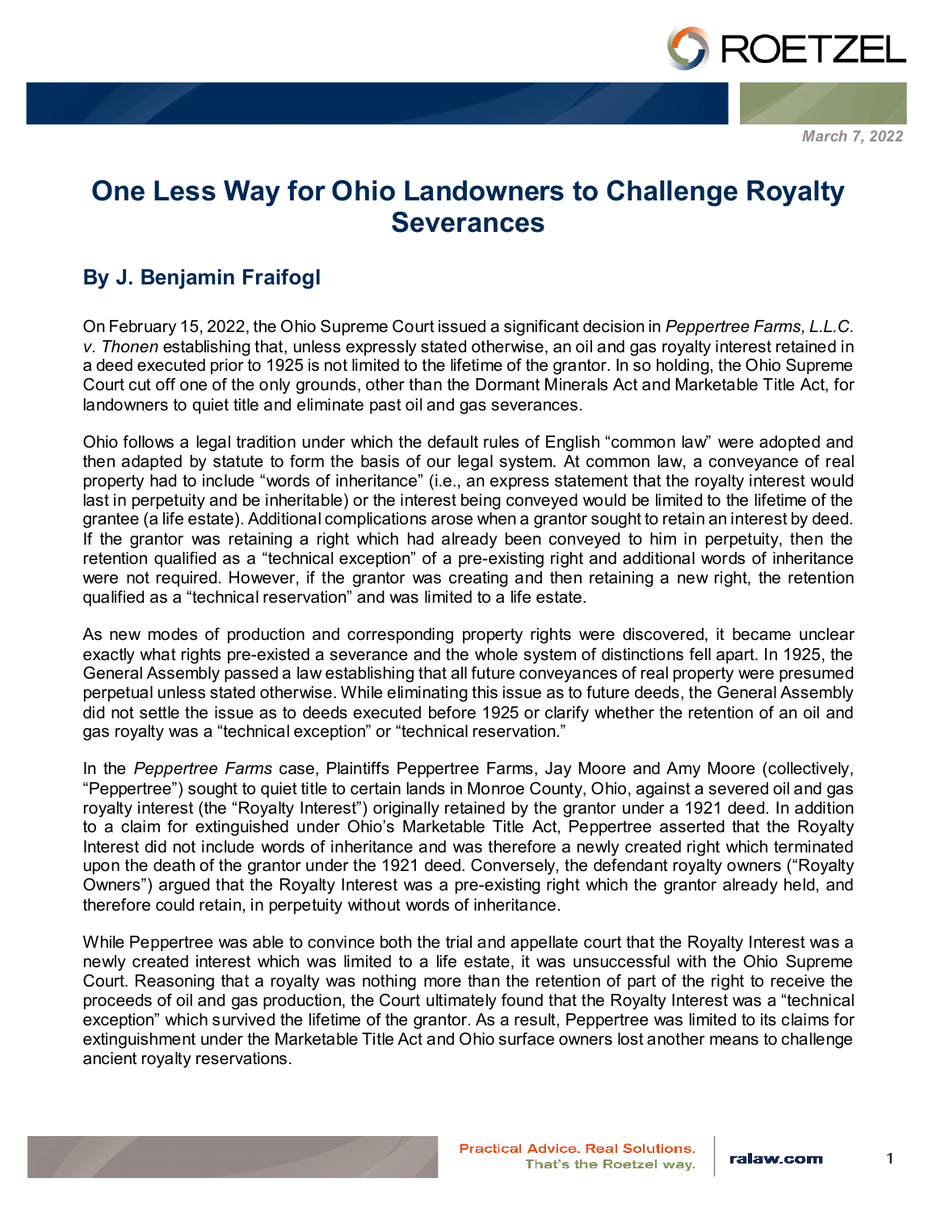March 7, 2022

# One Less Way for Ohio Landowners to Challenge Royalty Severances

## By J. Benjamin Fraifogl

On February 15, 2022, the Ohio Supreme Court issued a significant decision in *Peppertree Farms, L.L.C. v. Thonen* establishing that, unless expressly stated otherwise, an oil and gas royalty interest retained in a deed executed prior to 1925 is not limited to the lifetime of the grantor. In so holding, the Ohio Supreme Court cut off one of the only grounds, other than the Dormant Minerals Act and Marketable Title Act, for landowners to quiet title and eliminate past oil and gas severances.

Ohio follows a legal tradition under which the default rules of English "common law" were adopted and then adapted by statute to form the basis of our legal system. At common law, a conveyance of real property had to include "words of inheritance" (i.e., an express statement that the royalty interest would last in perpetuity and be inheritable) or the interest being conveyed would be limited to the lifetime of the grantee (a life estate). Additional complications arose when a grantor sought to retain an interest by deed. If the grantor was retaining a right which had already been conveyed to him in perpetuity, then the retention qualified as a "technical exception" of a pre-existing right and additional words of inheritance were not required. However, if the grantor was creating and then retaining a new right, the retention qualified as a "technical reservation" and was limited to a life estate.

As new modes of production and corresponding property rights were discovered, it became unclear exactly what rights pre-existed a severance and the whole system of distinctions fell apart. In 1925, the General Assembly passed a law establishing that all future conveyances of real property were presumed perpetual unless stated otherwise. While eliminating this issue as to future deeds, the General Assembly did not settle the issue as to deeds executed before 1925 or clarify whether the retention of an oil and gas royalty was a "technical exception" or "technical reservation."

In the *Peppertree Farms* case, Plaintiffs Peppertree Farms, Jay Moore and Amy Moore (collectively, "Peppertree") sought to quiet title to certain lands in Monroe County, Ohio, against a severed oil and gas royalty interest (the "Royalty Interest") originally retained by the grantor under a 1921 deed. In addition to a claim for extinguished under Ohio's Marketable Title Act, Peppertree asserted that the Royalty Interest did not include words of inheritance and was therefore a newly created right which terminated upon the death of the grantor under the 1921 deed. Conversely, the defendant royalty owners ("Royalty Owners") argued that the Royalty Interest was a pre-existing right which the grantor already held, and therefore could retain, in perpetuity without words of inheritance.

While Peppertree was able to convince both the trial and appellate court that the Royalty Interest was a newly created interest which was limited to a life estate, it was unsuccessful with the Ohio Supreme Court. Reasoning that a royalty was nothing more than the retention of part of the right to receive the proceeds of oil and gas production, the Court ultimately found that the Royalty Interest was a "technical exception" which survived the lifetime of the grantor. As a result, Peppertree was limited to its claims for extinguishment under the Marketable Title Act and Ohio surface owners lost another means to challenge ancient royalty reservations.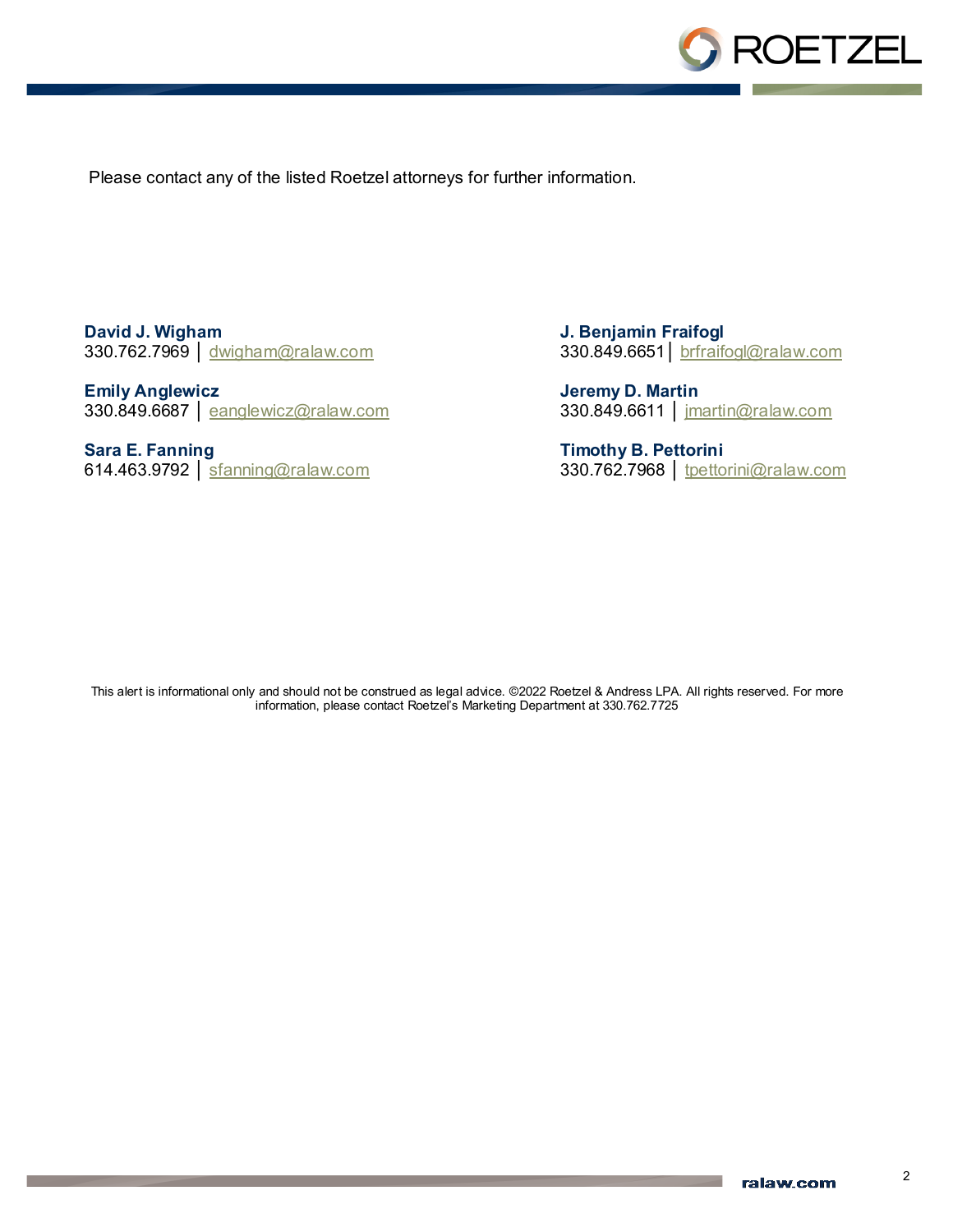Please contact any of the listed Roetzel attorneys for further information.

**David J. Wigham**
330.762.7969 │ dwigham@ralaw.com

**Emily Anglewicz**
330.849.6687 │ eanglewicz@ralaw.com

**Sara E. Fanning**
614.463.9792 │ sfanning@ralaw.com

**J. Benjamin Fraifogl**
330.849.6651│ brfraifogl@ralaw.com

**Jeremy D. Martin**
330.849.6611 │ jmartin@ralaw.com

**Timothy B. Pettorini**
330.762.7968 │ tpettorini@ralaw.com

This alert is informational only and should not be construed as legal advice. ©2022 Roetzel & Andress LPA. All rights reserved. For more information, please contact Roetzel's Marketing Department at 330.762.7725